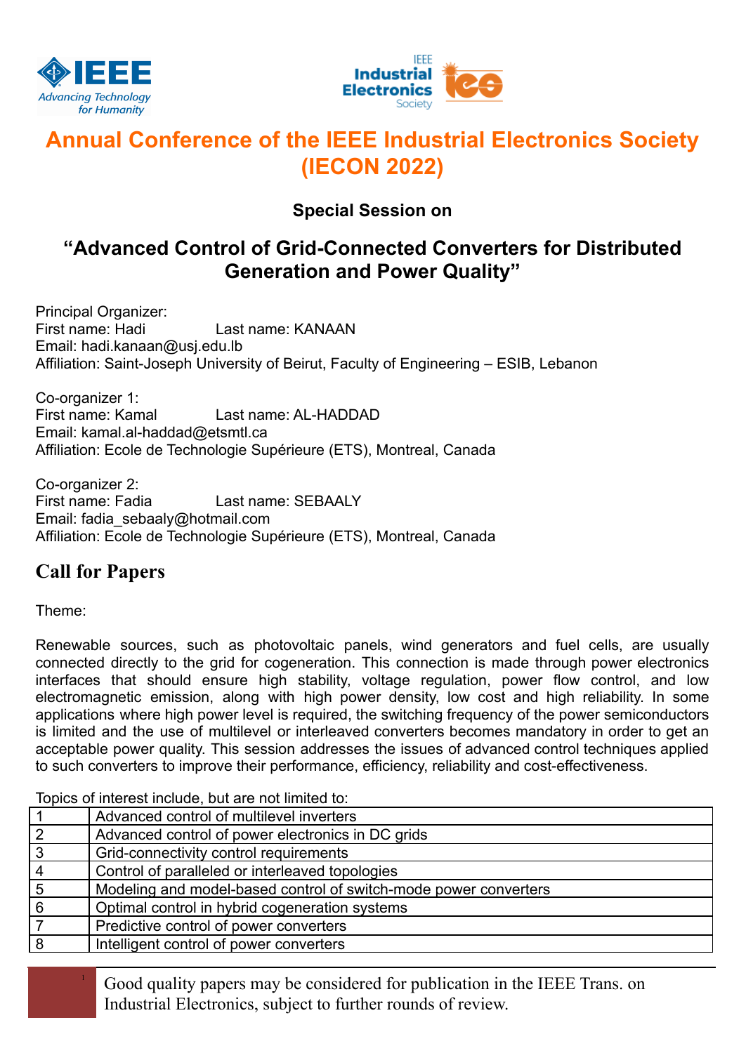# Annual Conference of the IEEE Industrial Electronics Society (IECON 2022)

### Special Session on

## "Advanced Control of Grid-Connected Converters for Distributed Generation and Power Quality"

Principal Organizer:
First name: Hadi Last name: KANAAN
Email: hadi.kanaan@usj.edu.lb
Affiliation: Saint-Joseph University of Beirut, Faculty of Engineering – ESIB, Lebanon

Co-organizer 1:
First name: Kamal Last name: AL-HADDAD
Email: kamal.al-haddad@etsmtl.ca
Affiliation: Ecole de Technologie Supérieure (ETS), Montreal, Canada

Co-organizer 2:
First name: Fadia Last name: SEBAALY
Email: fadia_sebaaly@hotmail.com
Affiliation: Ecole de Technologie Supérieure (ETS), Montreal, Canada

## Call for Papers

Theme:

Renewable sources, such as photovoltaic panels, wind generators and fuel cells, are usually connected directly to the grid for cogeneration. This connection is made through power electronics interfaces that should ensure high stability, voltage regulation, power flow control, and low electromagnetic emission, along with high power density, low cost and high reliability. In some applications where high power level is required, the switching frequency of the power semiconductors is limited and the use of multilevel or interleaved converters becomes mandatory in order to get an acceptable power quality. This session addresses the issues of advanced control techniques applied to such converters to improve their performance, efficiency, reliability and cost-effectiveness.

Topics of interest include, but are not limited to:

| 1 | Advanced control of multilevel inverters |
|---|---|
| 2 | Advanced control of power electronics in DC grids |
| 3 | Grid-connectivity control requirements |
| 4 | Control of paralleled or interleaved topologies |
| 5 | Modeling and model-based control of switch-mode power converters |
| 6 | Optimal control in hybrid cogeneration systems |
| 7 | Predictive control of power converters |
| 8 | Intelligent control of power converters |

Good quality papers may be considered for publication in the IEEE Trans. on Industrial Electronics, subject to further rounds of review.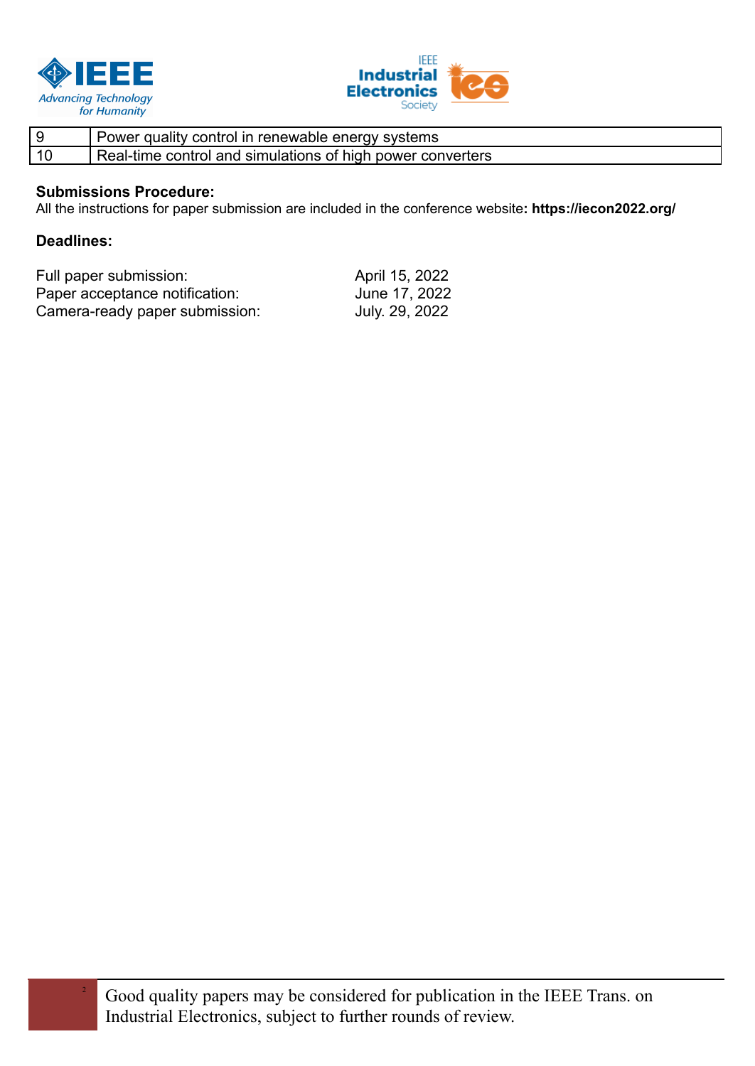| | |
|---|---|
| 9 | Power quality control in renewable energy systems |
| 10 | Real-time control and simulations of high power converters |

**Submissions Procedure:**
All the instructions for paper submission are included in the conference website**: https://iecon2022.org/**

**Deadlines:**

Full paper submission: April 15, 2022
Paper acceptance notification: June 17, 2022
Camera-ready paper submission: July. 29, 2022

Good quality papers may be considered for publication in the IEEE Trans. on Industrial Electronics, subject to further rounds of review.